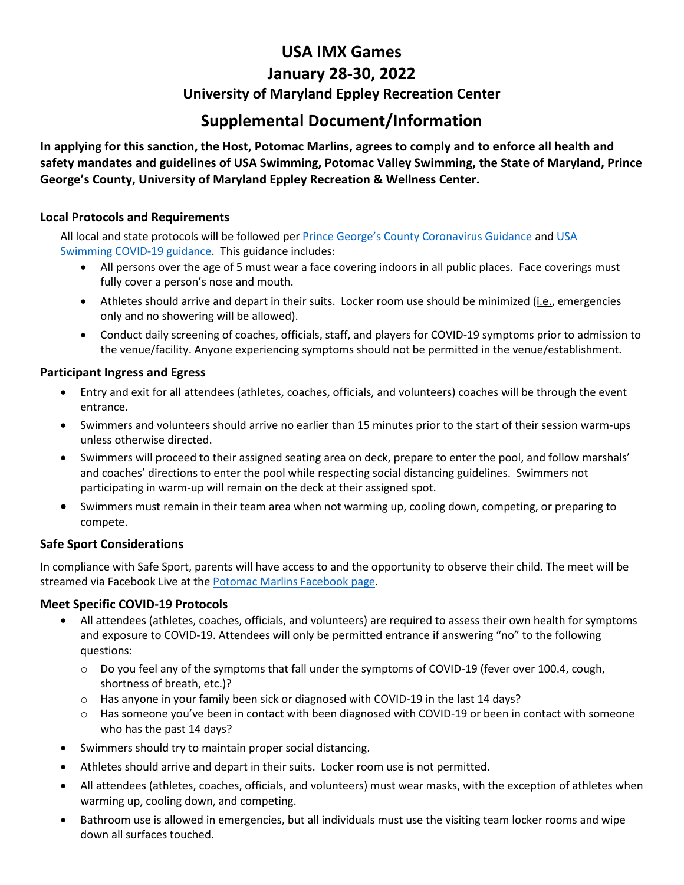# USA IMX Games

## January 28-30, 2022

### University of Maryland Eppley Recreation Center

## Supplemental Document/Information

**In applying for this sanction, the Host, Potomac Marlins, agrees to comply and to enforce all health and safety mandates and guidelines of USA Swimming, Potomac Valley Swimming, the State of Maryland, Prince George's County, University of Maryland Eppley Recreation & Wellness Center.**

### Local Protocols and Requirements

All local and state protocols will be followed per Prince George's County Coronavirus Guidance and USA Swimming COVID-19 guidance. This guidance includes:

- All persons over the age of 5 must wear a face covering indoors in all public places. Face coverings must fully cover a person's nose and mouth.
- Athletes should arrive and depart in their suits. Locker room use should be minimized (i.e., emergencies only and no showering will be allowed).
- Conduct daily screening of coaches, officials, staff, and players for COVID-19 symptoms prior to admission to the venue/facility. Anyone experiencing symptoms should not be permitted in the venue/establishment.

### Participant Ingress and Egress

- Entry and exit for all attendees (athletes, coaches, officials, and volunteers) coaches will be through the event entrance.
- Swimmers and volunteers should arrive no earlier than 15 minutes prior to the start of their session warm-ups unless otherwise directed.
- Swimmers will proceed to their assigned seating area on deck, prepare to enter the pool, and follow marshals' and coaches' directions to enter the pool while respecting social distancing guidelines. Swimmers not participating in warm-up will remain on the deck at their assigned spot.
- Swimmers must remain in their team area when not warming up, cooling down, competing, or preparing to compete.

### Safe Sport Considerations

In compliance with Safe Sport, parents will have access to and the opportunity to observe their child. The meet will be streamed via Facebook Live at the Potomac Marlins Facebook page.

### Meet Specific COVID-19 Protocols

- All attendees (athletes, coaches, officials, and volunteers) are required to assess their own health for symptoms and exposure to COVID-19. Attendees will only be permitted entrance if answering "no" to the following questions:
  - Do you feel any of the symptoms that fall under the symptoms of COVID-19 (fever over 100.4, cough, shortness of breath, etc.)?
  - Has anyone in your family been sick or diagnosed with COVID-19 in the last 14 days?
  - Has someone you've been in contact with been diagnosed with COVID-19 or been in contact with someone who has the past 14 days?
- Swimmers should try to maintain proper social distancing.
- Athletes should arrive and depart in their suits. Locker room use is not permitted.
- All attendees (athletes, coaches, officials, and volunteers) must wear masks, with the exception of athletes when warming up, cooling down, and competing.
- Bathroom use is allowed in emergencies, but all individuals must use the visiting team locker rooms and wipe down all surfaces touched.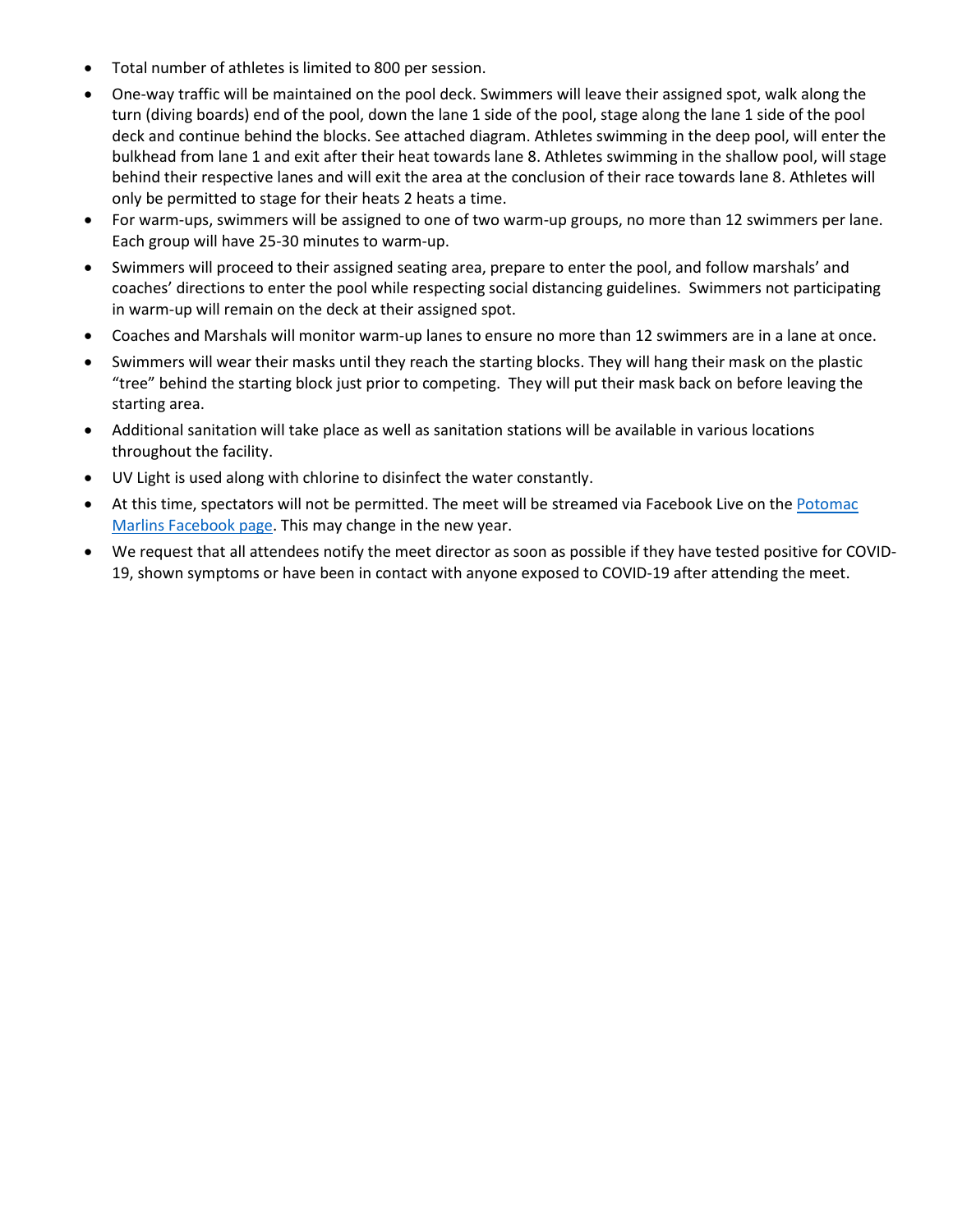- Total number of athletes is limited to 800 per session.
- One-way traffic will be maintained on the pool deck. Swimmers will leave their assigned spot, walk along the turn (diving boards) end of the pool, down the lane 1 side of the pool, stage along the lane 1 side of the pool deck and continue behind the blocks. See attached diagram. Athletes swimming in the deep pool, will enter the bulkhead from lane 1 and exit after their heat towards lane 8. Athletes swimming in the shallow pool, will stage behind their respective lanes and will exit the area at the conclusion of their race towards lane 8. Athletes will only be permitted to stage for their heats 2 heats a time.
- For warm-ups, swimmers will be assigned to one of two warm-up groups, no more than 12 swimmers per lane. Each group will have 25-30 minutes to warm-up.
- Swimmers will proceed to their assigned seating area, prepare to enter the pool, and follow marshals' and coaches' directions to enter the pool while respecting social distancing guidelines. Swimmers not participating in warm-up will remain on the deck at their assigned spot.
- Coaches and Marshals will monitor warm-up lanes to ensure no more than 12 swimmers are in a lane at once.
- Swimmers will wear their masks until they reach the starting blocks. They will hang their mask on the plastic "tree" behind the starting block just prior to competing. They will put their mask back on before leaving the starting area.
- Additional sanitation will take place as well as sanitation stations will be available in various locations throughout the facility.
- UV Light is used along with chlorine to disinfect the water constantly.
- At this time, spectators will not be permitted. The meet will be streamed via Facebook Live on the [Potomac Marlins Facebook page](). This may change in the new year.
- We request that all attendees notify the meet director as soon as possible if they have tested positive for COVID-19, shown symptoms or have been in contact with anyone exposed to COVID-19 after attending the meet.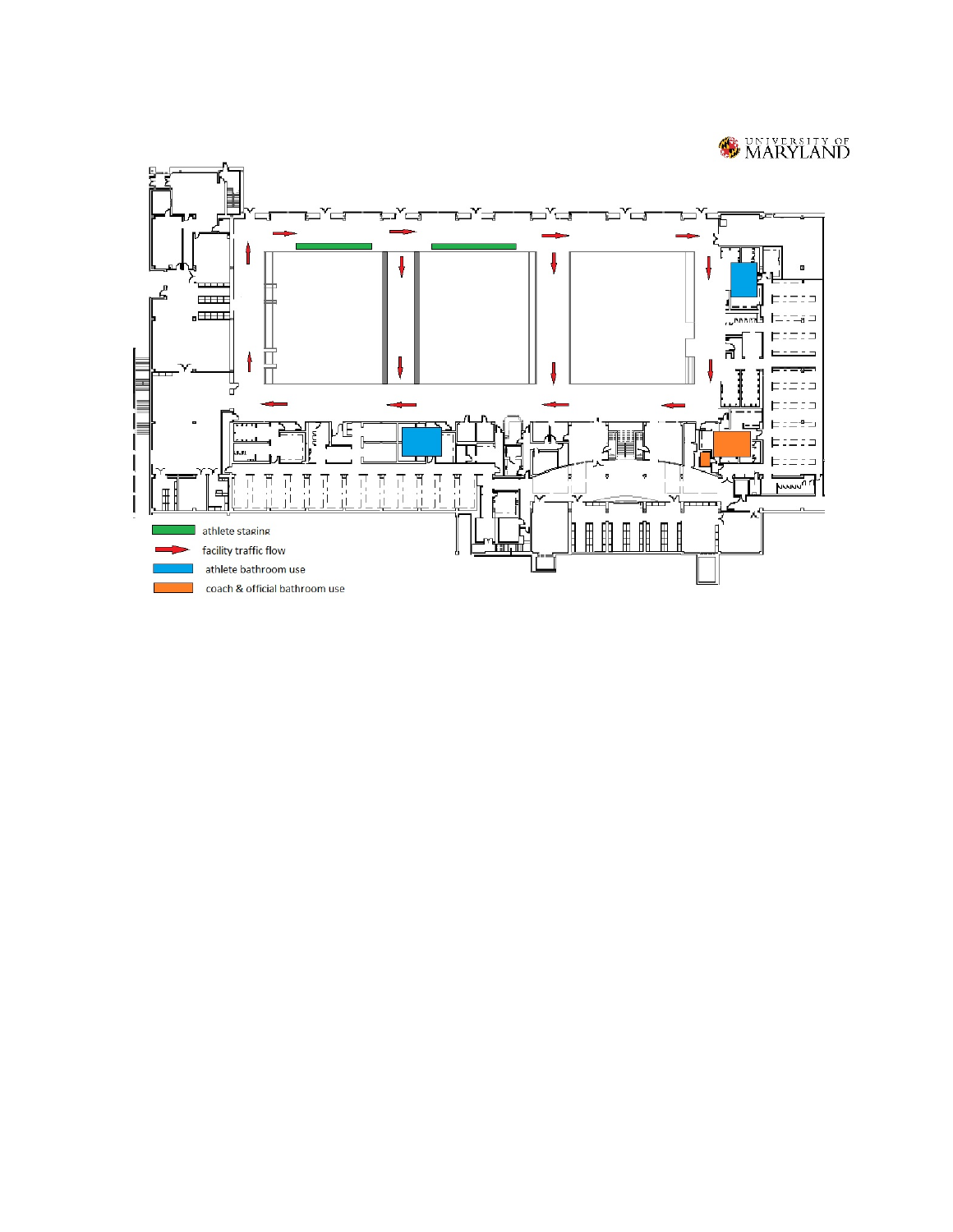UNIVERSITY OF MARYLAND

athlete staging

facility traffic flow

athlete bathroom use

coach & official bathroom use